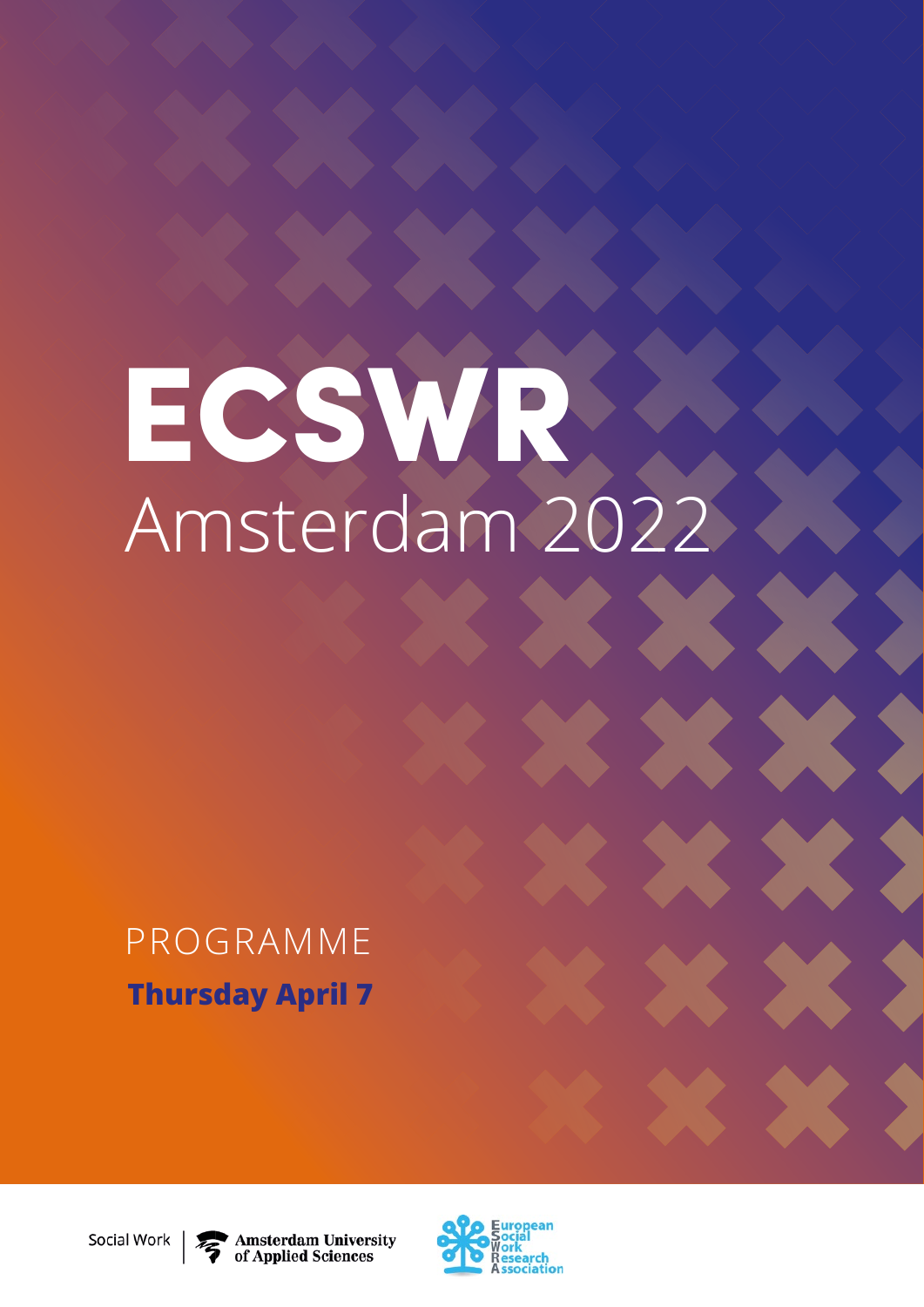# ECSWR

## Amsterdam 2022

PROGRAMME

**Thursday April 7**

Social Work | Amsterdam University of Applied Sciences

European Social Work Research Association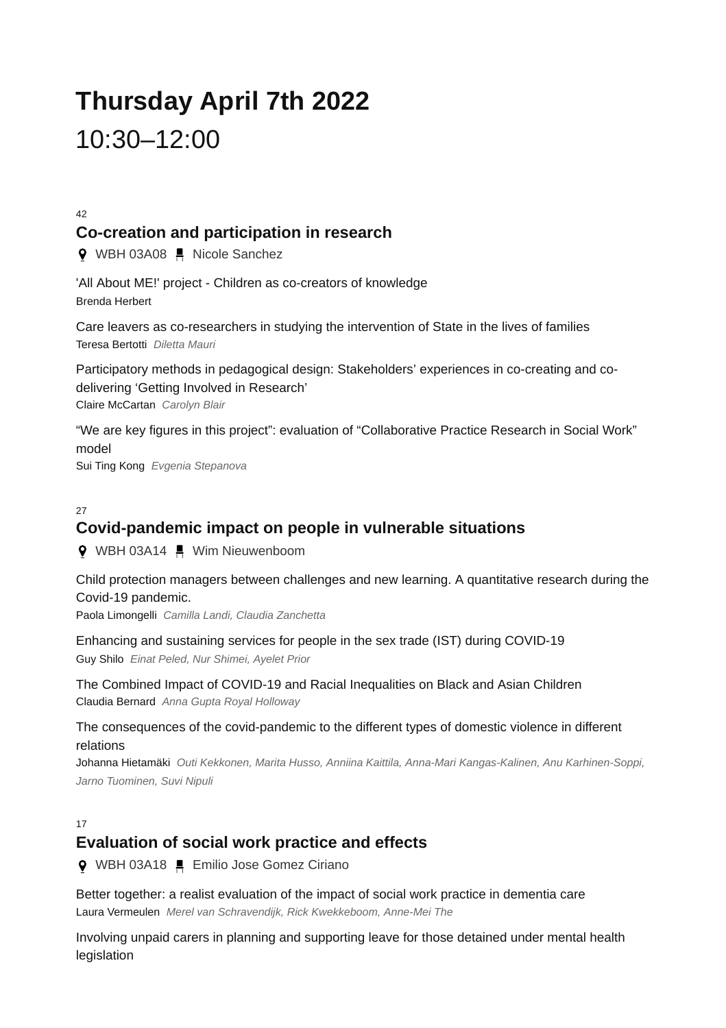# Thursday April 7th 2022

## 10:30–12:00

42

### Co-creation and participation in research

WBH 03A08 · Nicole Sanchez

'All About ME!' project - Children as co-creators of knowledge
Brenda Herbert

Care leavers as co-researchers in studying the intervention of State in the lives of families
Teresa Bertotti *Diletta Mauri*

Participatory methods in pedagogical design: Stakeholders' experiences in co-creating and co-delivering 'Getting Involved in Research'
Claire McCartan *Carolyn Blair*

"We are key figures in this project": evaluation of "Collaborative Practice Research in Social Work" model
Sui Ting Kong *Evgenia Stepanova*

27

### Covid-pandemic impact on people in vulnerable situations

WBH 03A14 · Wim Nieuwenboom

Child protection managers between challenges and new learning. A quantitative research during the Covid-19 pandemic.
Paola Limongelli *Camilla Landi, Claudia Zanchetta*

Enhancing and sustaining services for people in the sex trade (IST) during COVID-19
Guy Shilo *Einat Peled, Nur Shimei, Ayelet Prior*

The Combined Impact of COVID-19 and Racial Inequalities on Black and Asian Children
Claudia Bernard *Anna Gupta Royal Holloway*

The consequences of the covid-pandemic to the different types of domestic violence in different relations
Johanna Hietamäki *Outi Kekkonen, Marita Husso, Anniina Kaittila, Anna-Mari Kangas-Kalinen, Anu Karhinen-Soppi, Jarno Tuominen, Suvi Nipuli*

17

### Evaluation of social work practice and effects

WBH 03A18 · Emilio Jose Gomez Ciriano

Better together: a realist evaluation of the impact of social work practice in dementia care
Laura Vermeulen *Merel van Schravendijk, Rick Kwekkeboom, Anne-Mei The*

Involving unpaid carers in planning and supporting leave for those detained under mental health legislation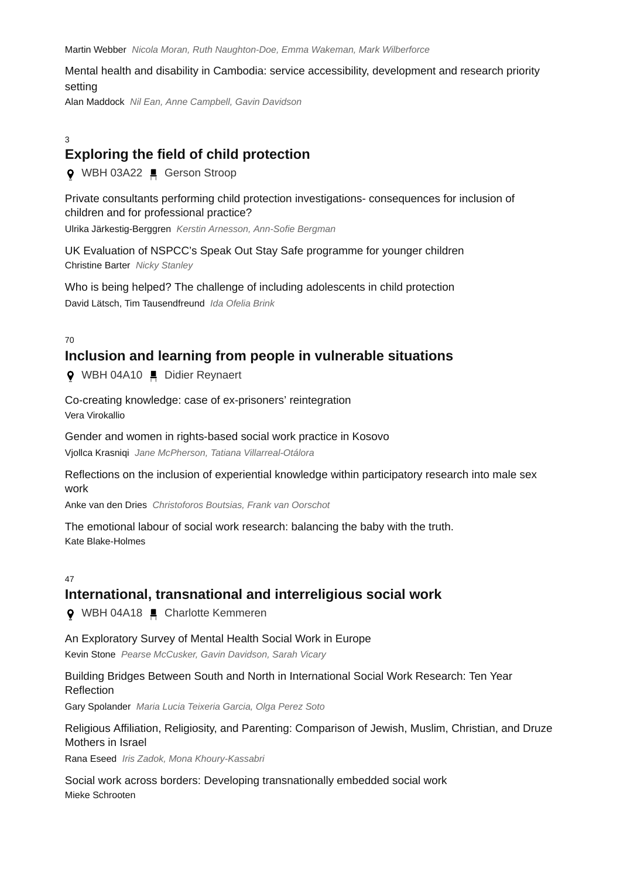Martin Webber *Nicola Moran, Ruth Naughton-Doe, Emma Wakeman, Mark Wilberforce*

Mental health and disability in Cambodia: service accessibility, development and research priority setting
Alan Maddock *Nil Ean, Anne Campbell, Gavin Davidson*

3

## Exploring the field of child protection

WBH 03A22 Gerson Stroop

Private consultants performing child protection investigations- consequences for inclusion of children and for professional practice?
Ulrika Järkestig-Berggren *Kerstin Arnesson, Ann-Sofie Bergman*

UK Evaluation of NSPCC's Speak Out Stay Safe programme for younger children
Christine Barter *Nicky Stanley*

Who is being helped? The challenge of including adolescents in child protection
David Lätsch, Tim Tausendfreund *Ida Ofelia Brink*

70

## Inclusion and learning from people in vulnerable situations

WBH 04A10 Didier Reynaert

Co-creating knowledge: case of ex-prisoners' reintegration
Vera Virokallio

Gender and women in rights-based social work practice in Kosovo
Vjollca Krasniqi *Jane McPherson, Tatiana Villarreal-Otálora*

Reflections on the inclusion of experiential knowledge within participatory research into male sex work
Anke van den Dries *Christoforos Boutsias, Frank van Oorschot*

The emotional labour of social work research: balancing the baby with the truth.
Kate Blake-Holmes

47

## International, transnational and interreligious social work

WBH 04A18 Charlotte Kemmeren

An Exploratory Survey of Mental Health Social Work in Europe
Kevin Stone *Pearse McCusker, Gavin Davidson, Sarah Vicary*

Building Bridges Between South and North in International Social Work Research: Ten Year Reflection
Gary Spolander *Maria Lucia Teixeria Garcia, Olga Perez Soto*

Religious Affiliation, Religiosity, and Parenting: Comparison of Jewish, Muslim, Christian, and Druze Mothers in Israel
Rana Eseed *Iris Zadok, Mona Khoury-Kassabri*

Social work across borders: Developing transnationally embedded social work
Mieke Schrooten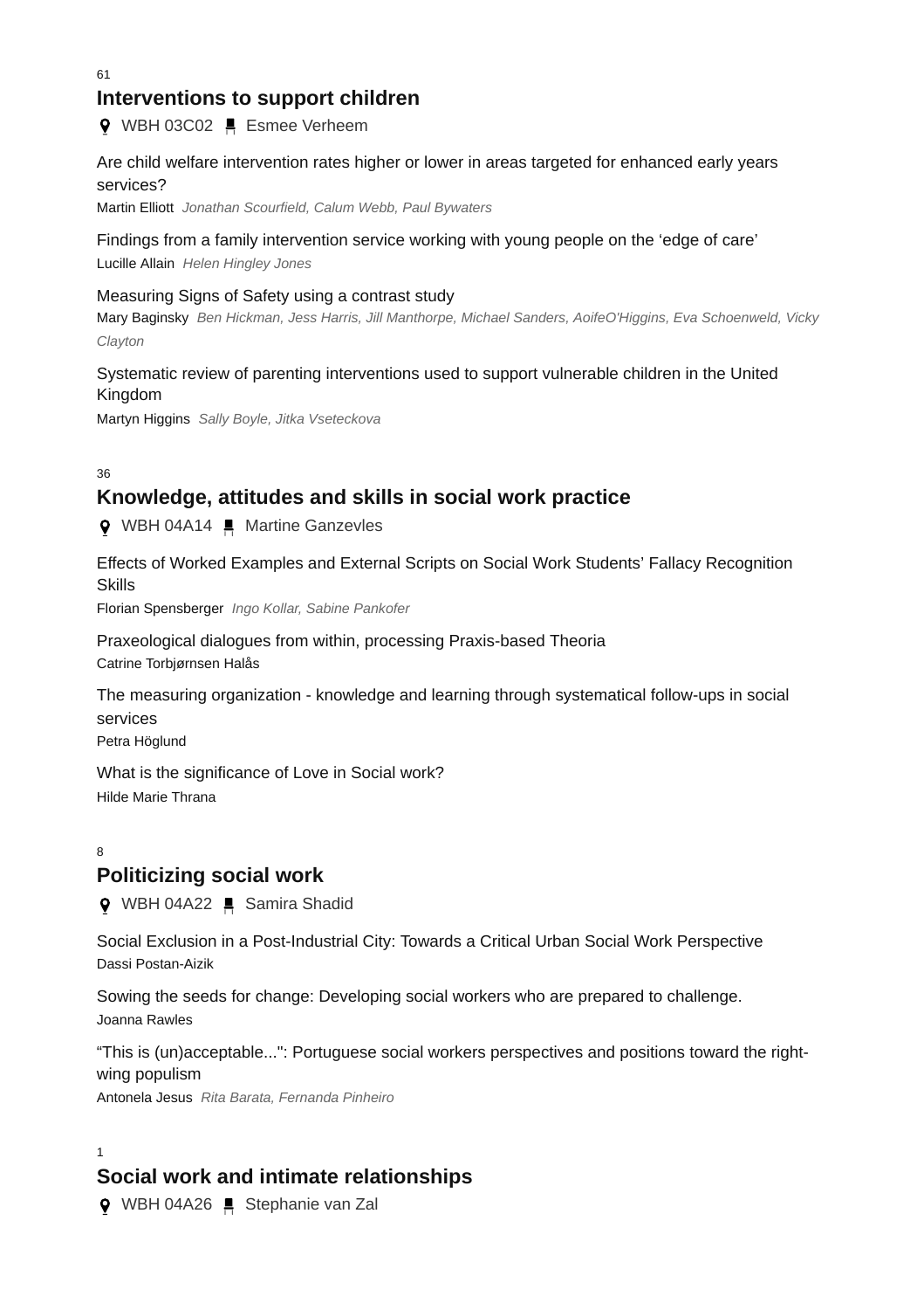61

## Interventions to support children

WBH 03C02 Esmee Verheem

Are child welfare intervention rates higher or lower in areas targeted for enhanced early years services?
Martin Elliott *Jonathan Scourfield, Calum Webb, Paul Bywaters*

Findings from a family intervention service working with young people on the 'edge of care'
Lucille Allain *Helen Hingley Jones*

Measuring Signs of Safety using a contrast study
Mary Baginsky *Ben Hickman, Jess Harris, Jill Manthorpe, Michael Sanders, AoifeO'Higgins, Eva Schoenweld, Vicky Clayton*

Systematic review of parenting interventions used to support vulnerable children in the United Kingdom
Martyn Higgins *Sally Boyle, Jitka Vseteckova*

36

## Knowledge, attitudes and skills in social work practice

WBH 04A14 Martine Ganzevles

Effects of Worked Examples and External Scripts on Social Work Students' Fallacy Recognition Skills
Florian Spensberger *Ingo Kollar, Sabine Pankofer*

Praxeological dialogues from within, processing Praxis-based Theoria
Catrine Torbjørnsen Halås

The measuring organization - knowledge and learning through systematical follow-ups in social services
Petra Höglund

What is the significance of Love in Social work?
Hilde Marie Thrana

8

## Politicizing social work

WBH 04A22 Samira Shadid

Social Exclusion in a Post-Industrial City: Towards a Critical Urban Social Work Perspective
Dassi Postan-Aizik

Sowing the seeds for change: Developing social workers who are prepared to challenge.
Joanna Rawles

"This is (un)acceptable...": Portuguese social workers perspectives and positions toward the right-wing populism
Antonela Jesus *Rita Barata, Fernanda Pinheiro*

1

## Social work and intimate relationships

WBH 04A26 Stephanie van Zal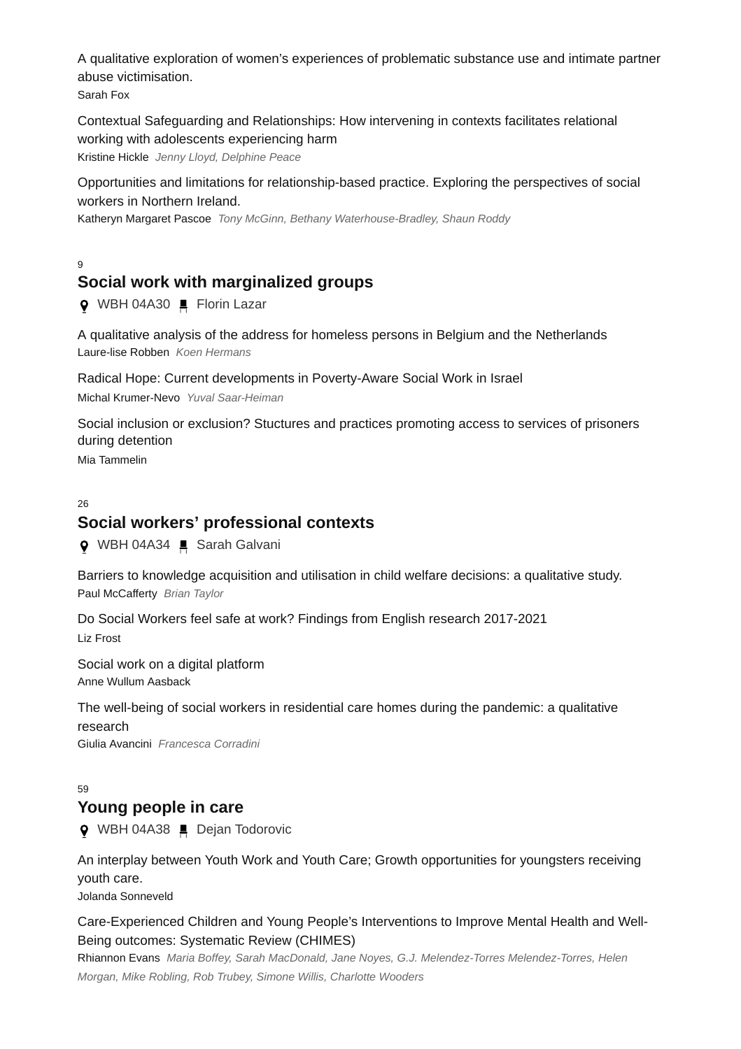A qualitative exploration of women's experiences of problematic substance use and intimate partner abuse victimisation.
Sarah Fox

Contextual Safeguarding and Relationships: How intervening in contexts facilitates relational working with adolescents experiencing harm
Kristine Hickle *Jenny Lloyd, Delphine Peace*

Opportunities and limitations for relationship-based practice. Exploring the perspectives of social workers in Northern Ireland.
Katheryn Margaret Pascoe *Tony McGinn, Bethany Waterhouse-Bradley, Shaun Roddy*

9

## Social work with marginalized groups

WBH 04A30 Florin Lazar

A qualitative analysis of the address for homeless persons in Belgium and the Netherlands
Laure-lise Robben *Koen Hermans*

Radical Hope: Current developments in Poverty-Aware Social Work in Israel
Michal Krumer-Nevo *Yuval Saar-Heiman*

Social inclusion or exclusion? Stuctures and practices promoting access to services of prisoners during detention
Mia Tammelin

26

## Social workers' professional contexts

WBH 04A34 Sarah Galvani

Barriers to knowledge acquisition and utilisation in child welfare decisions: a qualitative study.
Paul McCafferty *Brian Taylor*

Do Social Workers feel safe at work? Findings from English research 2017-2021
Liz Frost

Social work on a digital platform
Anne Wullum Aasback

The well-being of social workers in residential care homes during the pandemic: a qualitative research
Giulia Avancini *Francesca Corradini*

59

## Young people in care

WBH 04A38 Dejan Todorovic

An interplay between Youth Work and Youth Care; Growth opportunities for youngsters receiving youth care.
Jolanda Sonneveld

Care-Experienced Children and Young People's Interventions to Improve Mental Health and Well-Being outcomes: Systematic Review (CHIMES)
Rhiannon Evans *Maria Boffey, Sarah MacDonald, Jane Noyes, G.J. Melendez-Torres Melendez-Torres, Helen Morgan, Mike Robling, Rob Trubey, Simone Willis, Charlotte Wooders*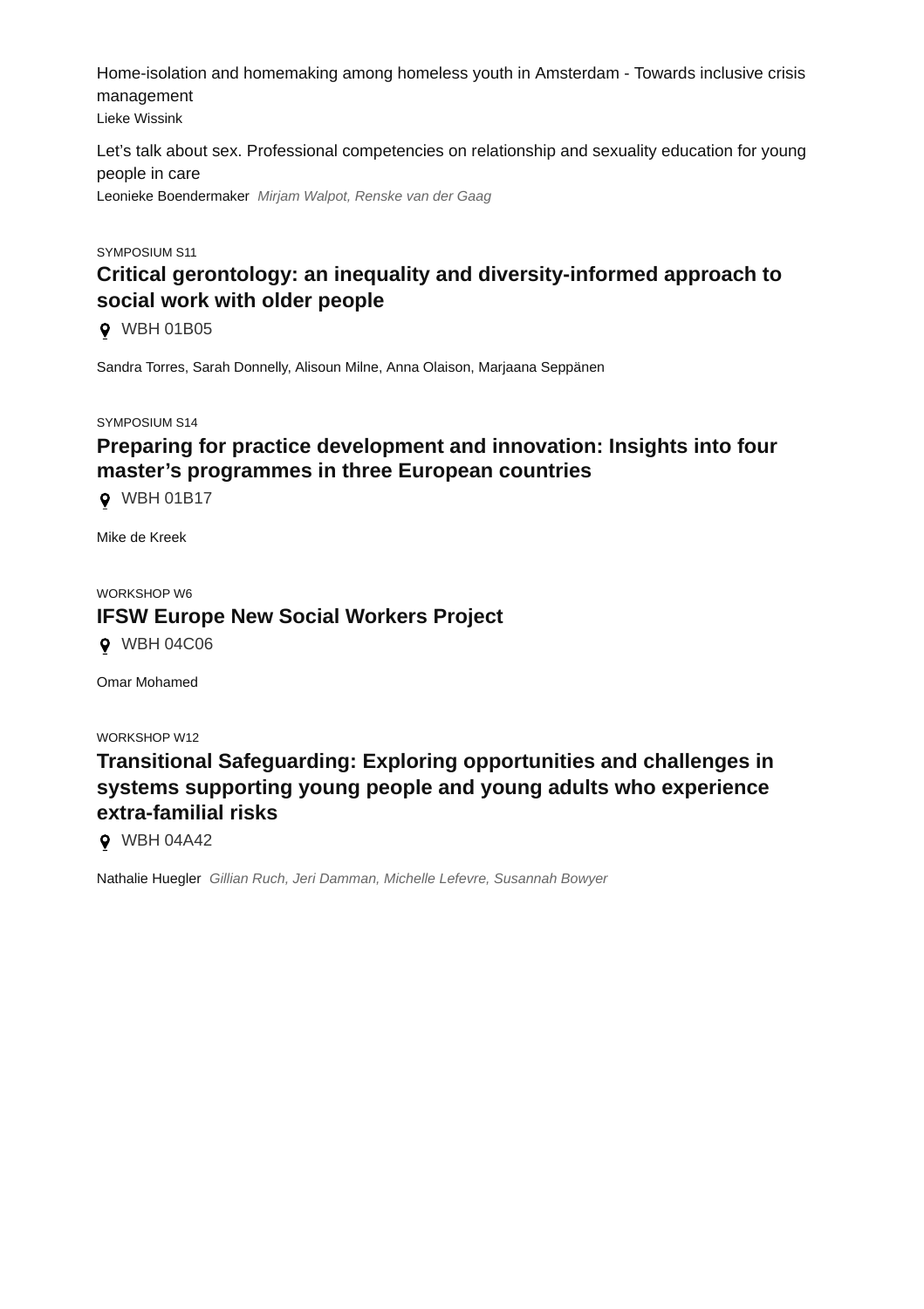Home-isolation and homemaking among homeless youth in Amsterdam - Towards inclusive crisis management
Lieke Wissink

Let’s talk about sex. Professional competencies on relationship and sexuality education for young people in care
Leonieke Boendermaker *Mirjam Walpot, Renske van der Gaag*

SYMPOSIUM S11

### Critical gerontology: an inequality and diversity-informed approach to social work with older people

WBH 01B05

Sandra Torres, Sarah Donnelly, Alisoun Milne, Anna Olaison, Marjaana Seppänen

SYMPOSIUM S14

### Preparing for practice development and innovation: Insights into four master’s programmes in three European countries

WBH 01B17

Mike de Kreek

WORKSHOP W6

### IFSW Europe New Social Workers Project

WBH 04C06

Omar Mohamed

WORKSHOP W12

### Transitional Safeguarding: Exploring opportunities and challenges in systems supporting young people and young adults who experience extra-familial risks

WBH 04A42

Nathalie Huegler *Gillian Ruch, Jeri Damman, Michelle Lefevre, Susannah Bowyer*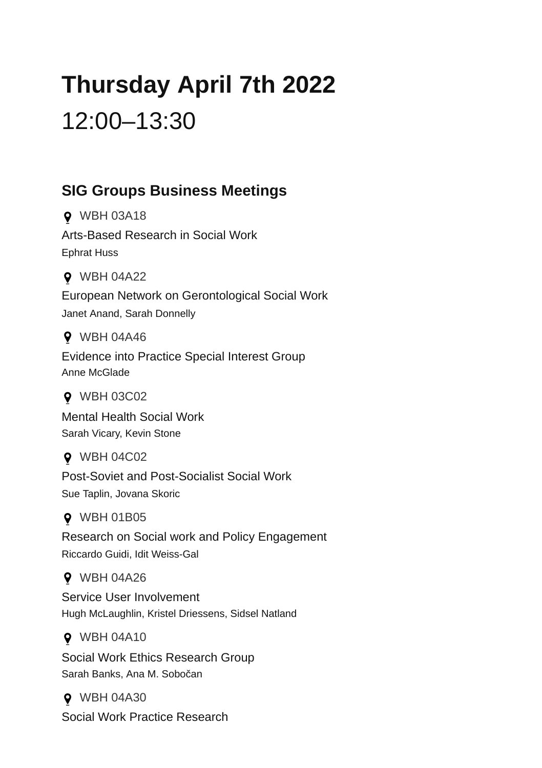# Thursday April 7th 2022

12:00–13:30

## SIG Groups Business Meetings

WBH 03A18

Arts-Based Research in Social Work

Ephrat Huss

WBH 04A22

European Network on Gerontological Social Work

Janet Anand, Sarah Donnelly

WBH 04A46

Evidence into Practice Special Interest Group

Anne McGlade

WBH 03C02

Mental Health Social Work

Sarah Vicary, Kevin Stone

WBH 04C02

Post-Soviet and Post-Socialist Social Work

Sue Taplin, Jovana Skoric

WBH 01B05

Research on Social work and Policy Engagement

Riccardo Guidi, Idit Weiss-Gal

WBH 04A26

Service User Involvement

Hugh McLaughlin, Kristel Driessens, Sidsel Natland

WBH 04A10

Social Work Ethics Research Group

Sarah Banks, Ana M. Sobočan

WBH 04A30

Social Work Practice Research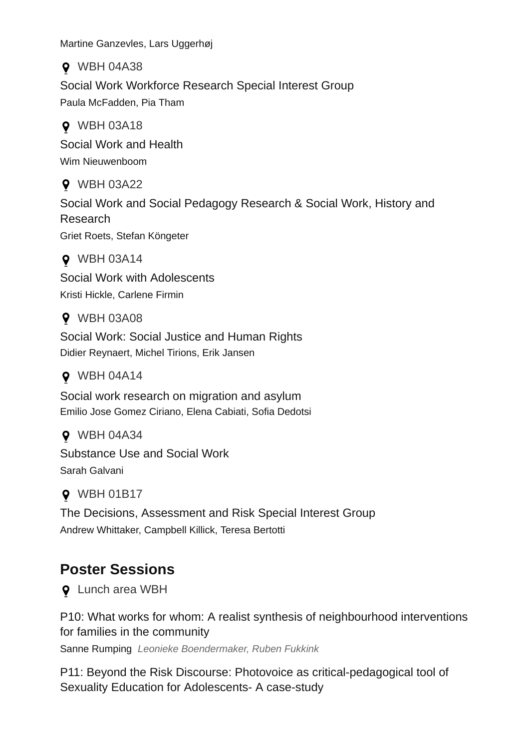Martine Ganzevles, Lars Uggerhøj

WBH 04A38

Social Work Workforce Research Special Interest Group

Paula McFadden, Pia Tham

WBH 03A18

Social Work and Health

Wim Nieuwenboom

WBH 03A22

Social Work and Social Pedagogy Research & Social Work, History and Research

Griet Roets, Stefan Köngeter

WBH 03A14

Social Work with Adolescents

Kristi Hickle, Carlene Firmin

WBH 03A08

Social Work: Social Justice and Human Rights

Didier Reynaert, Michel Tirions, Erik Jansen

WBH 04A14

Social work research on migration and asylum

Emilio Jose Gomez Ciriano, Elena Cabiati, Sofia Dedotsi

WBH 04A34

Substance Use and Social Work

Sarah Galvani

WBH 01B17

The Decisions, Assessment and Risk Special Interest Group

Andrew Whittaker, Campbell Killick, Teresa Bertotti

## Poster Sessions

Lunch area WBH

P10: What works for whom: A realist synthesis of neighbourhood interventions for families in the community

Sanne Rumping *Leonieke Boendermaker, Ruben Fukkink*

P11: Beyond the Risk Discourse: Photovoice as critical-pedagogical tool of Sexuality Education for Adolescents- A case-study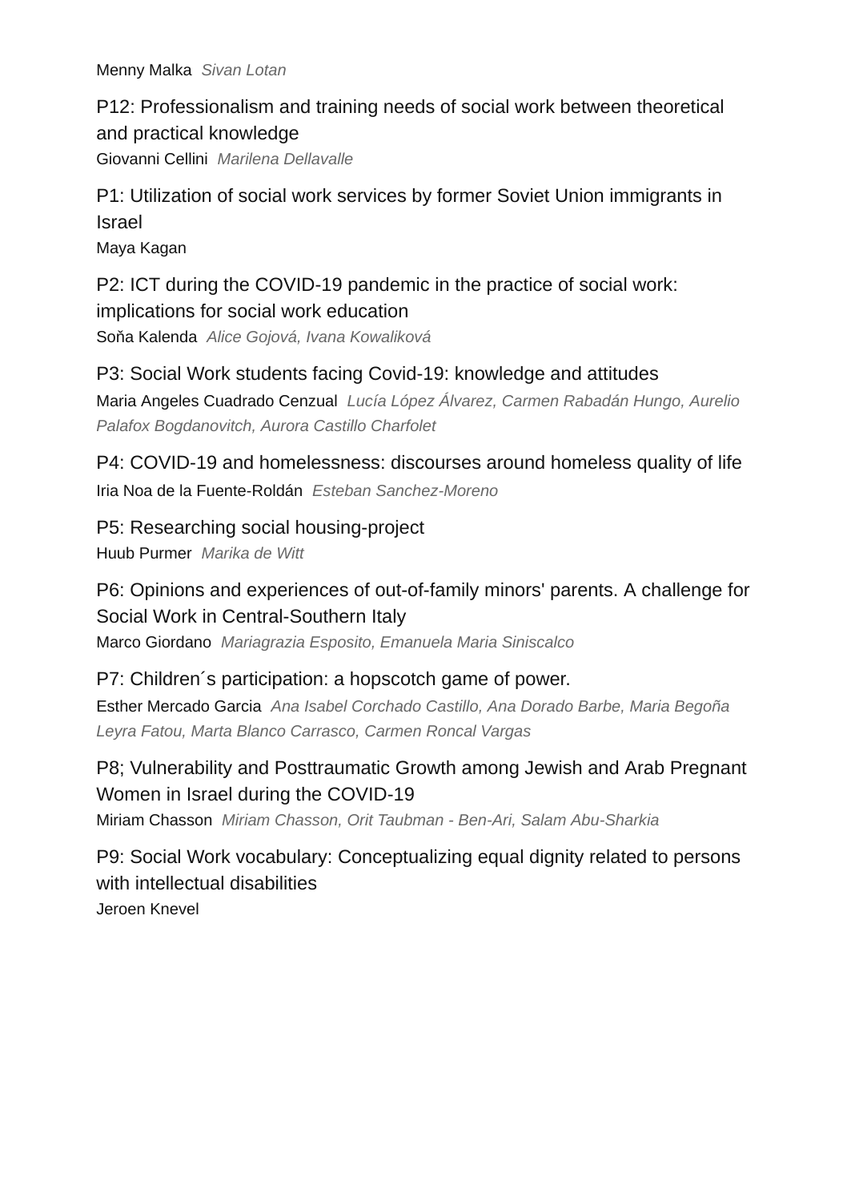Menny Malka *Sivan Lotan*

P12: Professionalism and training needs of social work between theoretical and practical knowledge
Giovanni Cellini *Marilena Dellavalle*

P1: Utilization of social work services by former Soviet Union immigrants in Israel
Maya Kagan

P2: ICT during the COVID-19 pandemic in the practice of social work: implications for social work education
Soňa Kalenda *Alice Gojová, Ivana Kowaliková*

P3: Social Work students facing Covid-19: knowledge and attitudes
Maria Angeles Cuadrado Cenzual *Lucía López Álvarez, Carmen Rabadán Hungo, Aurelio Palafox Bogdanovitch, Aurora Castillo Charfolet*

P4: COVID-19 and homelessness: discourses around homeless quality of life
Iria Noa de la Fuente-Roldán *Esteban Sanchez-Moreno*

P5: Researching social housing-project
Huub Purmer *Marika de Witt*

P6: Opinions and experiences of out-of-family minors' parents. A challenge for Social Work in Central-Southern Italy
Marco Giordano *Mariagrazia Esposito, Emanuela Maria Siniscalco*

P7: Children´s participation: a hopscotch game of power.
Esther Mercado Garcia *Ana Isabel Corchado Castillo, Ana Dorado Barbe, Maria Begoña Leyra Fatou, Marta Blanco Carrasco, Carmen Roncal Vargas*

P8; Vulnerability and Posttraumatic Growth among Jewish and Arab Pregnant Women in Israel during the COVID-19
Miriam Chasson *Miriam Chasson, Orit Taubman - Ben-Ari, Salam Abu-Sharkia*

P9: Social Work vocabulary: Conceptualizing equal dignity related to persons with intellectual disabilities
Jeroen Knevel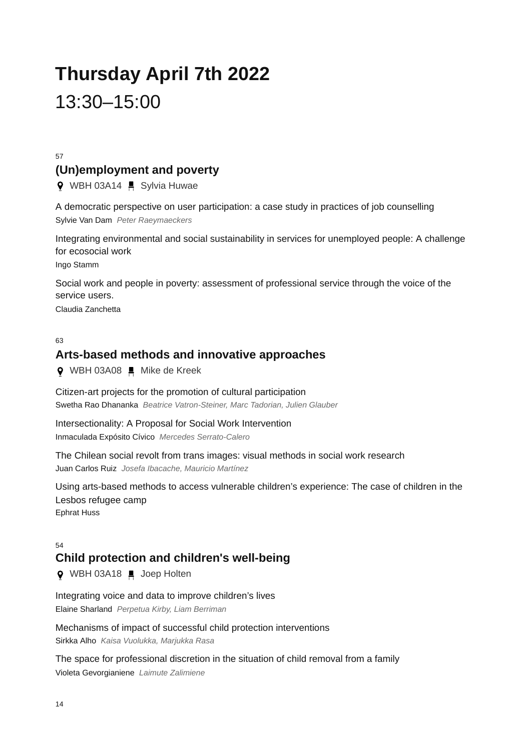# Thursday April 7th 2022

13:30–15:00

57

## (Un)employment and poverty

WBH 03A14 Sylvia Huwae

A democratic perspective on user participation: a case study in practices of job counselling
Sylvie Van Dam *Peter Raeymaeckers*

Integrating environmental and social sustainability in services for unemployed people: A challenge for ecosocial work
Ingo Stamm

Social work and people in poverty: assessment of professional service through the voice of the service users.
Claudia Zanchetta

63

## Arts-based methods and innovative approaches

WBH 03A08 Mike de Kreek

Citizen-art projects for the promotion of cultural participation
Swetha Rao Dhananka *Beatrice Vatron-Steiner, Marc Tadorian, Julien Glauber*

Intersectionality: A Proposal for Social Work Intervention
Inmaculada Expósito Cívico *Mercedes Serrato-Calero*

The Chilean social revolt from trans images: visual methods in social work research
Juan Carlos Ruiz *Josefa Ibacache, Mauricio Martínez*

Using arts-based methods to access vulnerable children's experience: The case of children in the Lesbos refugee camp
Ephrat Huss

54

## Child protection and children's well-being

WBH 03A18 Joep Holten

Integrating voice and data to improve children's lives
Elaine Sharland *Perpetua Kirby, Liam Berriman*

Mechanisms of impact of successful child protection interventions
Sirkka Alho *Kaisa Vuolukka, Marjukka Rasa*

The space for professional discretion in the situation of child removal from a family
Violeta Gevorgianiene *Laimute Zalimiene*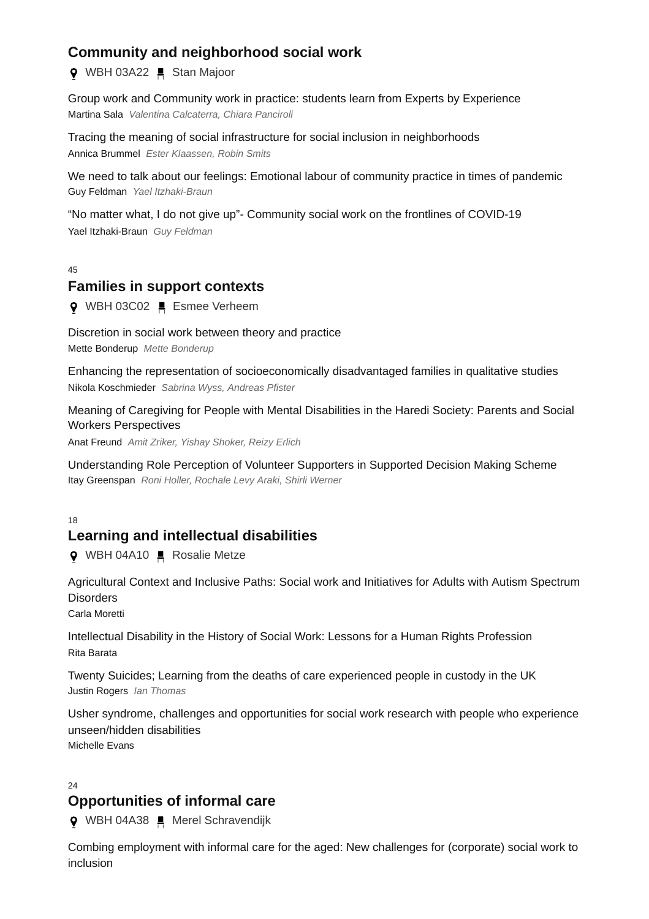## Community and neighborhood social work

WBH 03A22 Stan Majoor

Group work and Community work in practice: students learn from Experts by Experience
Martina Sala *Valentina Calcaterra, Chiara Panciroli*

Tracing the meaning of social infrastructure for social inclusion in neighborhoods
Annica Brummel *Ester Klaassen, Robin Smits*

We need to talk about our feelings: Emotional labour of community practice in times of pandemic
Guy Feldman *Yael Itzhaki-Braun*

“No matter what, I do not give up”- Community social work on the frontlines of COVID-19
Yael Itzhaki-Braun *Guy Feldman*

45

## Families in support contexts

WBH 03C02 Esmee Verheem

Discretion in social work between theory and practice
Mette Bonderup *Mette Bonderup*

Enhancing the representation of socioeconomically disadvantaged families in qualitative studies
Nikola Koschmieder *Sabrina Wyss, Andreas Pfister*

Meaning of Caregiving for People with Mental Disabilities in the Haredi Society: Parents and Social Workers Perspectives
Anat Freund *Amit Zriker, Yishay Shoker, Reizy Erlich*

Understanding Role Perception of Volunteer Supporters in Supported Decision Making Scheme
Itay Greenspan *Roni Holler, Rochale Levy Araki, Shirli Werner*

18

## Learning and intellectual disabilities

WBH 04A10 Rosalie Metze

Agricultural Context and Inclusive Paths: Social work and Initiatives for Adults with Autism Spectrum Disorders
Carla Moretti

Intellectual Disability in the History of Social Work: Lessons for a Human Rights Profession
Rita Barata

Twenty Suicides; Learning from the deaths of care experienced people in custody in the UK
Justin Rogers *Ian Thomas*

Usher syndrome, challenges and opportunities for social work research with people who experience unseen/hidden disabilities
Michelle Evans

24

## Opportunities of informal care

WBH 04A38 Merel Schravendijk

Combing employment with informal care for the aged: New challenges for (corporate) social work to inclusion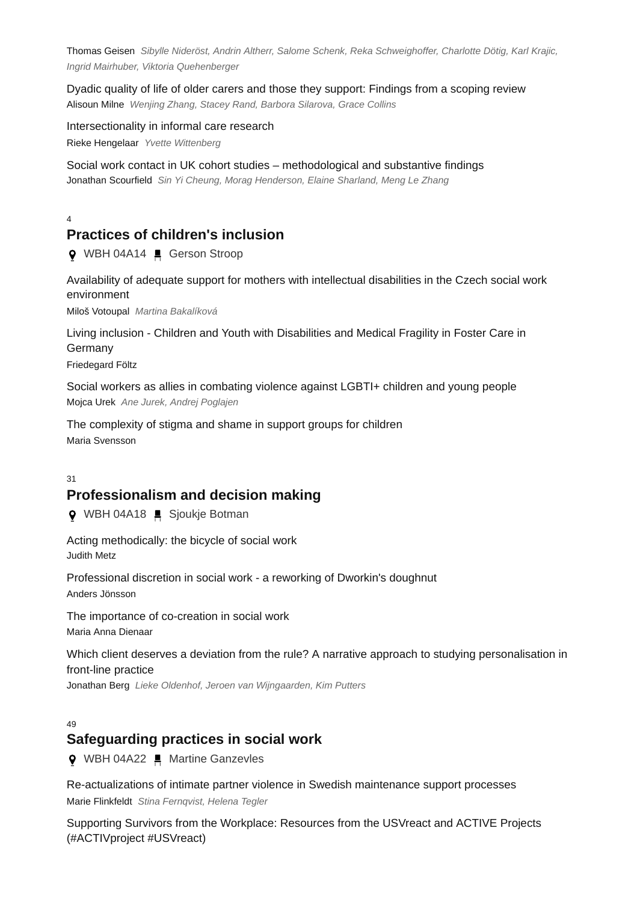Thomas Geisen *Sibylle Nideröst, Andrin Altherr, Salome Schenk, Reka Schweighoffer, Charlotte Dötig, Karl Krajic, Ingrid Mairhuber, Viktoria Quehenberger*

Dyadic quality of life of older carers and those they support: Findings from a scoping review
Alisoun Milne *Wenjing Zhang, Stacey Rand, Barbora Silarova, Grace Collins*

Intersectionality in informal care research
Rieke Hengelaar *Yvette Wittenberg*

Social work contact in UK cohort studies – methodological and substantive findings
Jonathan Scourfield *Sin Yi Cheung, Morag Henderson, Elaine Sharland, Meng Le Zhang*

4

## Practices of children's inclusion

WBH 04A14 Gerson Stroop

Availability of adequate support for mothers with intellectual disabilities in the Czech social work environment
Miloš Votoupal *Martina Bakalíková*

Living inclusion - Children and Youth with Disabilities and Medical Fragility in Foster Care in Germany
Friedegard Föltz

Social workers as allies in combating violence against LGBTI+ children and young people
Mojca Urek *Ane Jurek, Andrej Poglajen*

The complexity of stigma and shame in support groups for children
Maria Svensson

31

## Professionalism and decision making

WBH 04A18 Sjoukje Botman

Acting methodically: the bicycle of social work
Judith Metz

Professional discretion in social work - a reworking of Dworkin's doughnut
Anders Jönsson

The importance of co-creation in social work
Maria Anna Dienaar

Which client deserves a deviation from the rule? A narrative approach to studying personalisation in front-line practice
Jonathan Berg *Lieke Oldenhof, Jeroen van Wijngaarden, Kim Putters*

49

## Safeguarding practices in social work

WBH 04A22 Martine Ganzevles

Re-actualizations of intimate partner violence in Swedish maintenance support processes
Marie Flinkfeldt *Stina Fernqvist, Helena Tegler*

Supporting Survivors from the Workplace: Resources from the USVreact and ACTIVE Projects (#ACTIVproject #USVreact)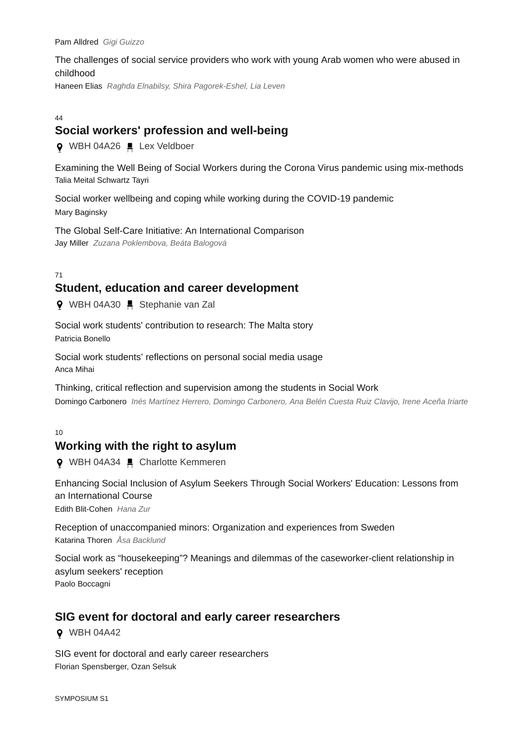Pam Alldred *Gigi Guizzo*

The challenges of social service providers who work with young Arab women who were abused in childhood
Haneen Elias *Raghda Elnabilsy, Shira Pagorek-Eshel, Lia Leven*

44

## Social workers' profession and well-being

WBH 04A26 Lex Veldboer

Examining the Well Being of Social Workers during the Corona Virus pandemic using mix-methods
Talia Meital Schwartz Tayri

Social worker wellbeing and coping while working during the COVID-19 pandemic
Mary Baginsky

The Global Self-Care Initiative: An International Comparison
Jay Miller *Zuzana Poklembova, Beáta Balogová*

71

## Student, education and career development

WBH 04A30 Stephanie van Zal

Social work students' contribution to research: The Malta story
Patricia Bonello

Social work students' reflections on personal social media usage
Anca Mihai

Thinking, critical reflection and supervision among the students in Social Work
Domingo Carbonero *Inés Martínez Herrero, Domingo Carbonero, Ana Belén Cuesta Ruiz Clavijo, Irene Aceña Iriarte*

10

## Working with the right to asylum

WBH 04A34 Charlotte Kemmeren

Enhancing Social Inclusion of Asylum Seekers Through Social Workers' Education: Lessons from an International Course
Edith Blit-Cohen *Hana Zur*

Reception of unaccompanied minors: Organization and experiences from Sweden
Katarina Thoren *Åsa Backlund*

Social work as “housekeeping”? Meanings and dilemmas of the caseworker-client relationship in asylum seekers' reception
Paolo Boccagni

## SIG event for doctoral and early career researchers

WBH 04A42

SIG event for doctoral and early career researchers
Florian Spensberger, Ozan Selsuk

SYMPOSIUM S1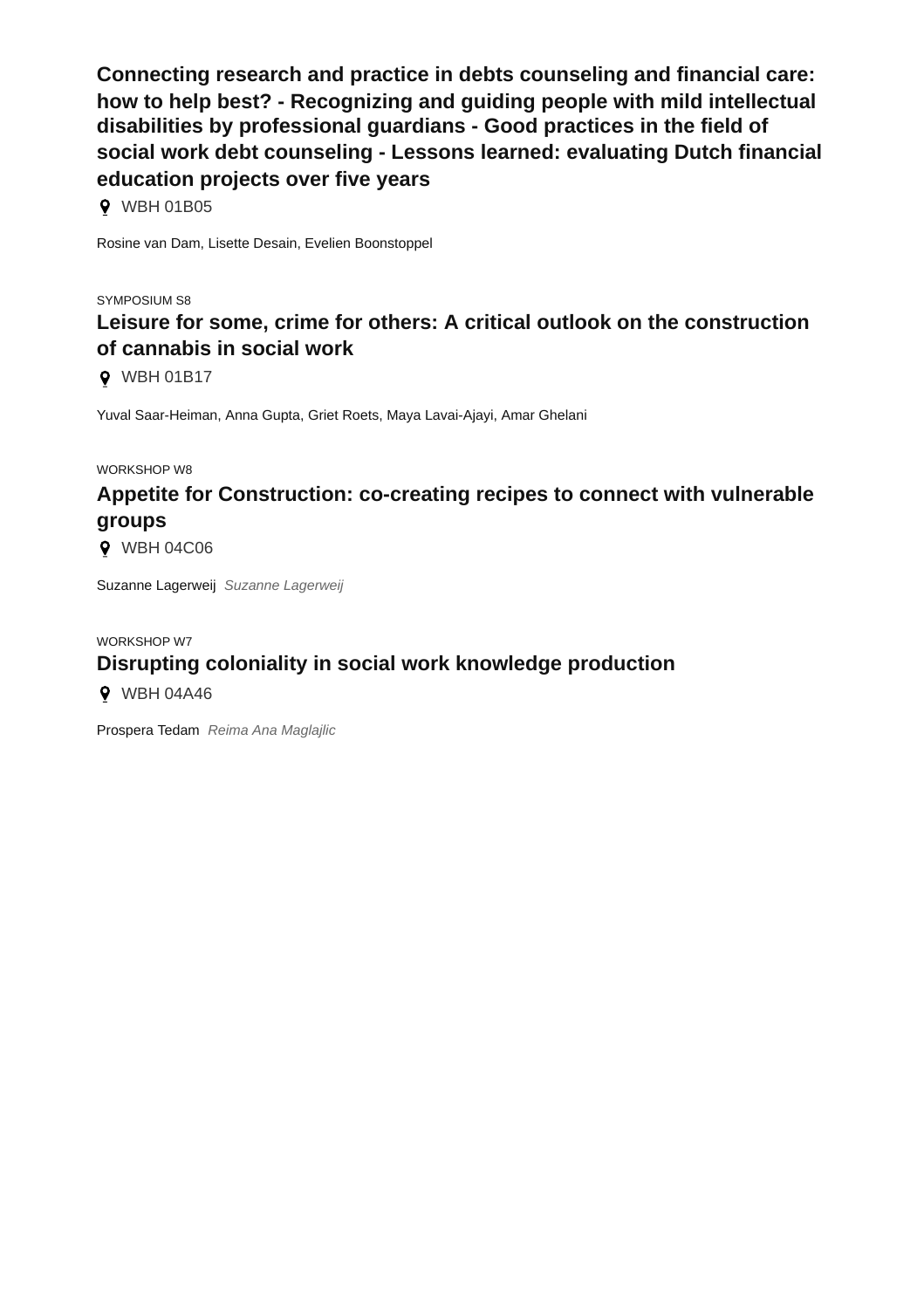### Connecting research and practice in debts counseling and financial care: how to help best? - Recognizing and guiding people with mild intellectual disabilities by professional guardians - Good practices in the field of social work debt counseling - Lessons learned: evaluating Dutch financial education projects over five years

WBH 01B05

Rosine van Dam, Lisette Desain, Evelien Boonstoppel

SYMPOSIUM S8

### Leisure for some, crime for others: A critical outlook on the construction of cannabis in social work

WBH 01B17

Yuval Saar-Heiman, Anna Gupta, Griet Roets, Maya Lavai-Ajayi, Amar Ghelani

WORKSHOP W8

### Appetite for Construction: co-creating recipes to connect with vulnerable groups

WBH 04C06

Suzanne Lagerweij *Suzanne Lagerweij*

WORKSHOP W7

### Disrupting coloniality in social work knowledge production

WBH 04A46

Prospera Tedam *Reima Ana Maglajlic*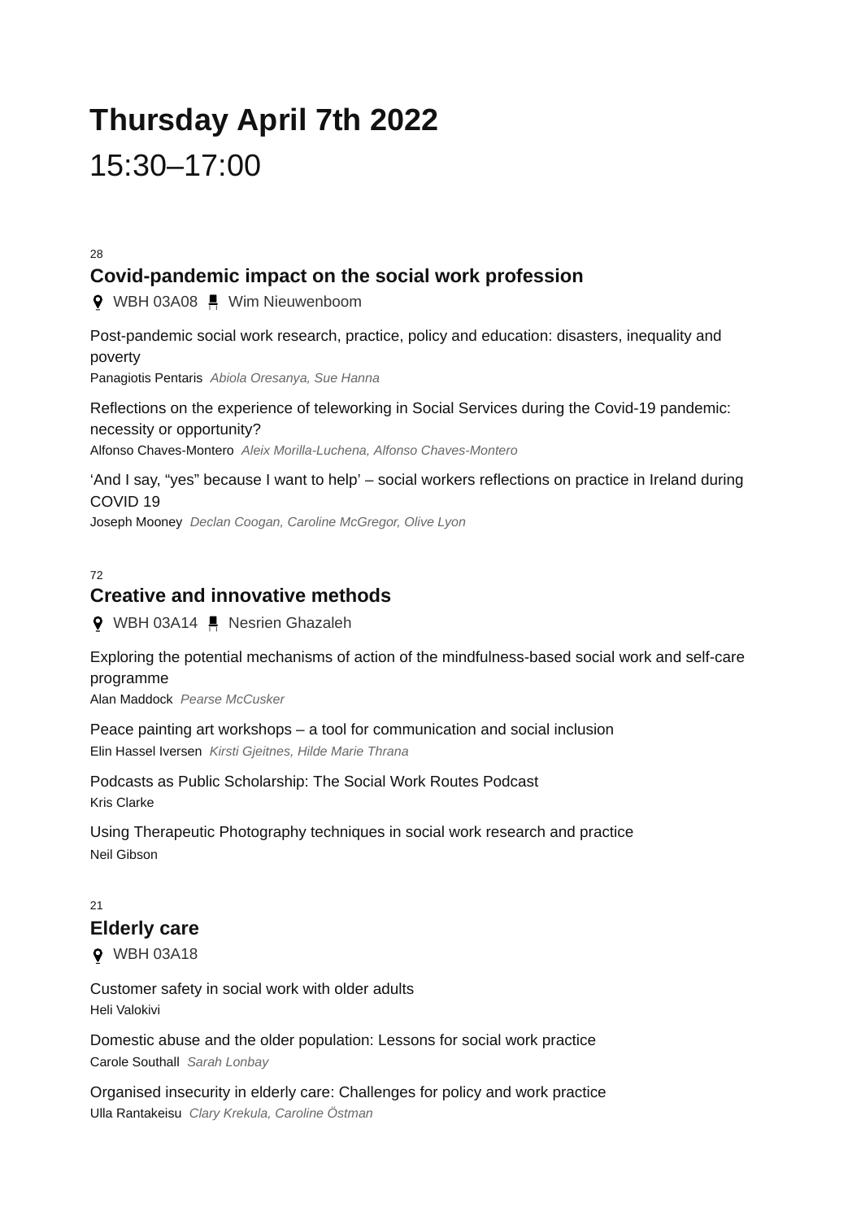# Thursday April 7th 2022

15:30–17:00

28

## Covid-pandemic impact on the social work profession

WBH 03A08 Wim Nieuwenboom

Post-pandemic social work research, practice, policy and education: disasters, inequality and poverty
Panagiotis Pentaris *Abiola Oresanya, Sue Hanna*

Reflections on the experience of teleworking in Social Services during the Covid-19 pandemic: necessity or opportunity?
Alfonso Chaves-Montero *Aleix Morilla-Luchena, Alfonso Chaves-Montero*

‘And I say, “yes” because I want to help’ – social workers reflections on practice in Ireland during COVID 19
Joseph Mooney *Declan Coogan, Caroline McGregor, Olive Lyon*

72

## Creative and innovative methods

WBH 03A14 Nesrien Ghazaleh

Exploring the potential mechanisms of action of the mindfulness-based social work and self-care programme
Alan Maddock *Pearse McCusker*

Peace painting art workshops – a tool for communication and social inclusion
Elin Hassel Iversen *Kirsti Gjeitnes, Hilde Marie Thrana*

Podcasts as Public Scholarship: The Social Work Routes Podcast
Kris Clarke

Using Therapeutic Photography techniques in social work research and practice
Neil Gibson

21

## Elderly care

WBH 03A18

Customer safety in social work with older adults
Heli Valokivi

Domestic abuse and the older population: Lessons for social work practice
Carole Southall *Sarah Lonbay*

Organised insecurity in elderly care: Challenges for policy and work practice
Ulla Rantakeisu *Clary Krekula, Caroline Östman*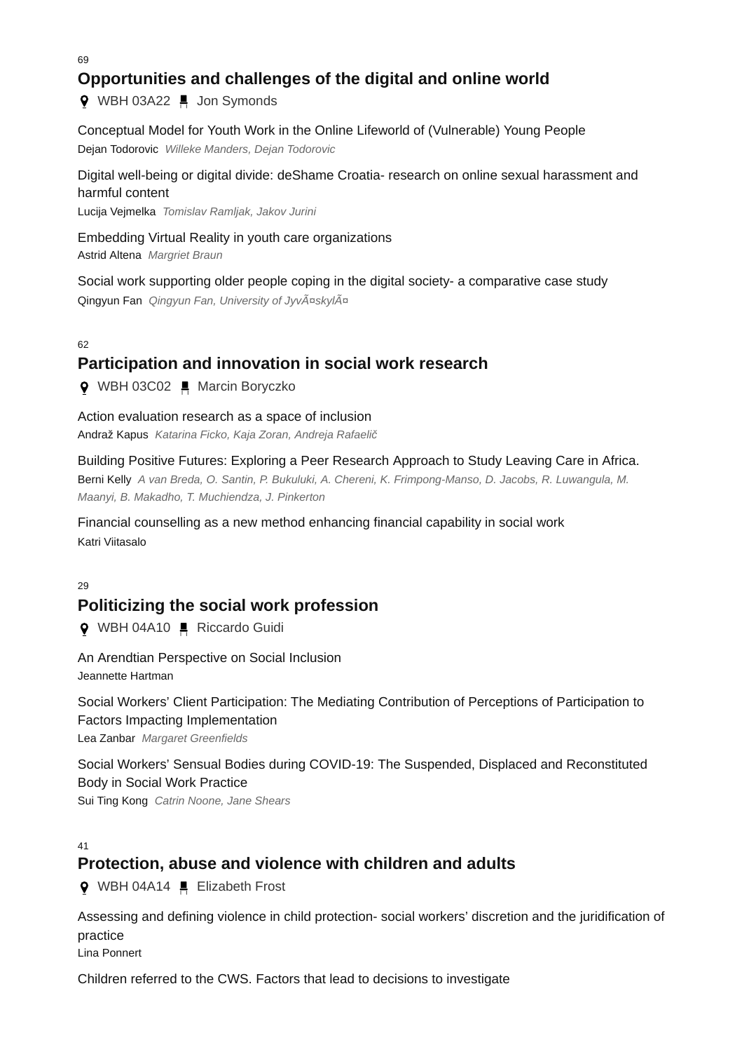69

## Opportunities and challenges of the digital and online world

WBH 03A22 Jon Symonds

Conceptual Model for Youth Work in the Online Lifeworld of (Vulnerable) Young People
Dejan Todorovic *Willeke Manders, Dejan Todorovic*

Digital well-being or digital divide: deShame Croatia- research on online sexual harassment and harmful content
Lucija Vejmelka *Tomislav Ramljak, Jakov Jurini*

Embedding Virtual Reality in youth care organizations
Astrid Altena *Margriet Braun*

Social work supporting older people coping in the digital society- a comparative case study
Qingyun Fan *Qingyun Fan, University of JyvÃ¤skylÃ¤*

62

## Participation and innovation in social work research

WBH 03C02 Marcin Boryczko

Action evaluation research as a space of inclusion
Andraž Kapus *Katarina Ficko, Kaja Zoran, Andreja Rafaelič*

Building Positive Futures: Exploring a Peer Research Approach to Study Leaving Care in Africa.
Berni Kelly *A van Breda, O. Santin, P. Bukuluki, A. Chereni, K. Frimpong-Manso, D. Jacobs, R. Luwangula, M. Maanyi, B. Makadho, T. Muchiendza, J. Pinkerton*

Financial counselling as a new method enhancing financial capability in social work
Katri Viitasalo

29

## Politicizing the social work profession

WBH 04A10 Riccardo Guidi

An Arendtian Perspective on Social Inclusion
Jeannette Hartman

Social Workers' Client Participation: The Mediating Contribution of Perceptions of Participation to Factors Impacting Implementation
Lea Zanbar *Margaret Greenfields*

Social Workers' Sensual Bodies during COVID-19: The Suspended, Displaced and Reconstituted Body in Social Work Practice
Sui Ting Kong *Catrin Noone, Jane Shears*

41

## Protection, abuse and violence with children and adults

WBH 04A14 Elizabeth Frost

Assessing and defining violence in child protection- social workers' discretion and the juridification of practice
Lina Ponnert

Children referred to the CWS. Factors that lead to decisions to investigate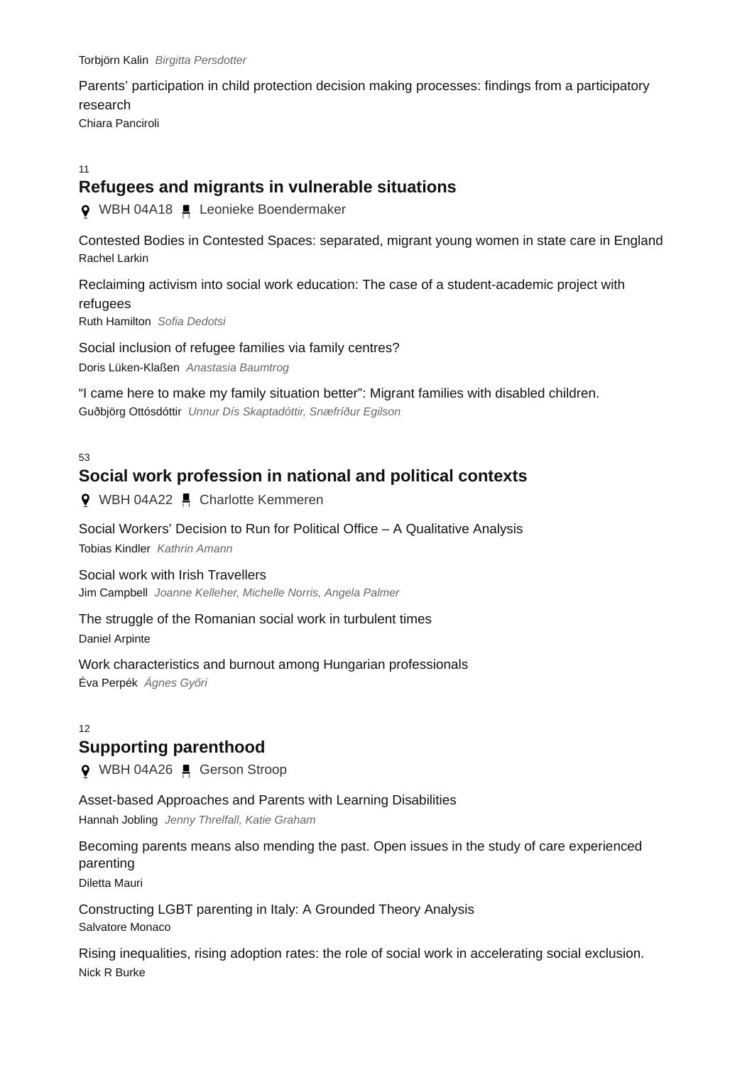Torbjörn Kalin *Birgitta Persdotter*

Parents' participation in child protection decision making processes: findings from a participatory research

Chiara Panciroli

11

## Refugees and migrants in vulnerable situations

WBH 04A18 Leonieke Boendermaker

Contested Bodies in Contested Spaces: separated, migrant young women in state care in England

Rachel Larkin

Reclaiming activism into social work education: The case of a student-academic project with refugees

Ruth Hamilton *Sofia Dedotsi*

Social inclusion of refugee families via family centres?

Doris Lüken-Klaßen *Anastasia Baumtrog*

"I came here to make my family situation better": Migrant families with disabled children.

Guðbjörg Ottósdóttir *Unnur Dís Skaptadóttir, Snæfríður Egilson*

53

## Social work profession in national and political contexts

WBH 04A22 Charlotte Kemmeren

Social Workers' Decision to Run for Political Office – A Qualitative Analysis

Tobias Kindler *Kathrin Amann*

Social work with Irish Travellers

Jim Campbell *Joanne Kelleher, Michelle Norris, Angela Palmer*

The struggle of the Romanian social work in turbulent times

Daniel Arpinte

Work characteristics and burnout among Hungarian professionals

Éva Perpék *Ágnes Győri*

12

## Supporting parenthood

WBH 04A26 Gerson Stroop

Asset-based Approaches and Parents with Learning Disabilities

Hannah Jobling *Jenny Threlfall, Katie Graham*

Becoming parents means also mending the past. Open issues in the study of care experienced parenting

Diletta Mauri

Constructing LGBT parenting in Italy: A Grounded Theory Analysis

Salvatore Monaco

Rising inequalities, rising adoption rates: the role of social work in accelerating social exclusion.

Nick R Burke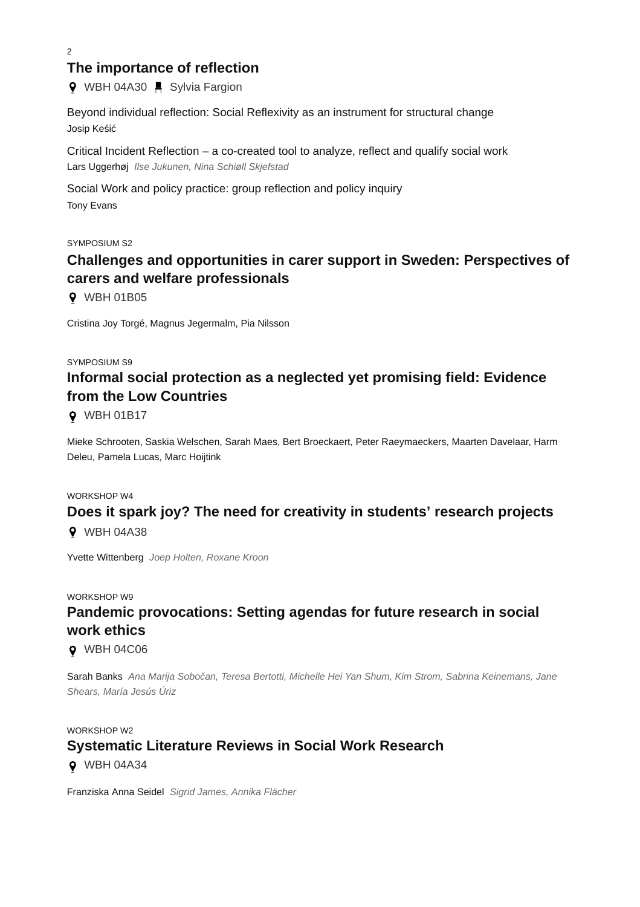2

## The importance of reflection

WBH 04A30 Sylvia Fargion

Beyond individual reflection: Social Reflexivity as an instrument for structural change
Josip Kešić

Critical Incident Reflection – a co-created tool to analyze, reflect and qualify social work
Lars Uggerhøj *Ilse Jukunen, Nina Schiøll Skjefstad*

Social Work and policy practice: group reflection and policy inquiry
Tony Evans

SYMPOSIUM S2

## Challenges and opportunities in carer support in Sweden: Perspectives of carers and welfare professionals

WBH 01B05

Cristina Joy Torgé, Magnus Jegermalm, Pia Nilsson

SYMPOSIUM S9

## Informal social protection as a neglected yet promising field: Evidence from the Low Countries

WBH 01B17

Mieke Schrooten, Saskia Welschen, Sarah Maes, Bert Broeckaert, Peter Raeymaeckers, Maarten Davelaar, Harm Deleu, Pamela Lucas, Marc Hoijtink

WORKSHOP W4

## Does it spark joy? The need for creativity in students' research projects

WBH 04A38

Yvette Wittenberg *Joep Holten, Roxane Kroon*

WORKSHOP W9

## Pandemic provocations: Setting agendas for future research in social work ethics

WBH 04C06

Sarah Banks *Ana Marija Sobočan, Teresa Bertotti, Michelle Hei Yan Shum, Kim Strom, Sabrina Keinemans, Jane Shears, María Jesús Úriz*

WORKSHOP W2

## Systematic Literature Reviews in Social Work Research

WBH 04A34

Franziska Anna Seidel *Sigrid James, Annika Flächer*